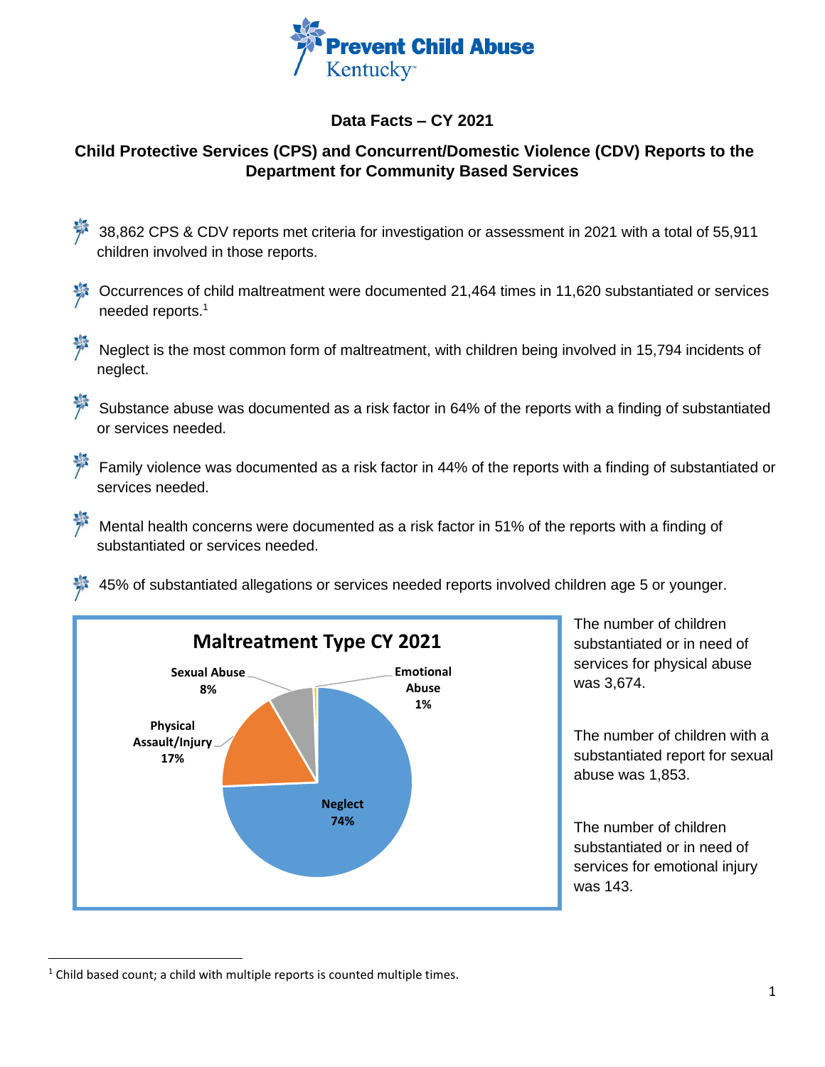# Prevent Child Abuse Kentucky

## Data Facts – CY 2021

### Child Protective Services (CPS) and Concurrent/Domestic Violence (CDV) Reports to the Department for Community Based Services

- 38,862 CPS & CDV reports met criteria for investigation or assessment in 2021 with a total of 55,911 children involved in those reports.
- Occurrences of child maltreatment were documented 21,464 times in 11,620 substantiated or services needed reports.[1]
- Neglect is the most common form of maltreatment, with children being involved in 15,794 incidents of neglect.
- Substance abuse was documented as a risk factor in 64% of the reports with a finding of substantiated or services needed.
- Family violence was documented as a risk factor in 44% of the reports with a finding of substantiated or services needed.
- Mental health concerns were documented as a risk factor in 51% of the reports with a finding of substantiated or services needed.
- 45% of substantiated allegations or services needed reports involved children age 5 or younger.

**Maltreatment Type CY 2021**

| Maltreatment Type | Percent |
|---|---|
| Neglect | 74% |
| Physical Assault/Injury | 17% |
| Sexual Abuse | 8% |
| Emotional Abuse | 1% |

The number of children substantiated or in need of services for physical abuse was 3,674.

The number of children with a substantiated report for sexual abuse was 1,853.

The number of children substantiated or in need of services for emotional injury was 143.

[1] Child based count; a child with multiple reports is counted multiple times.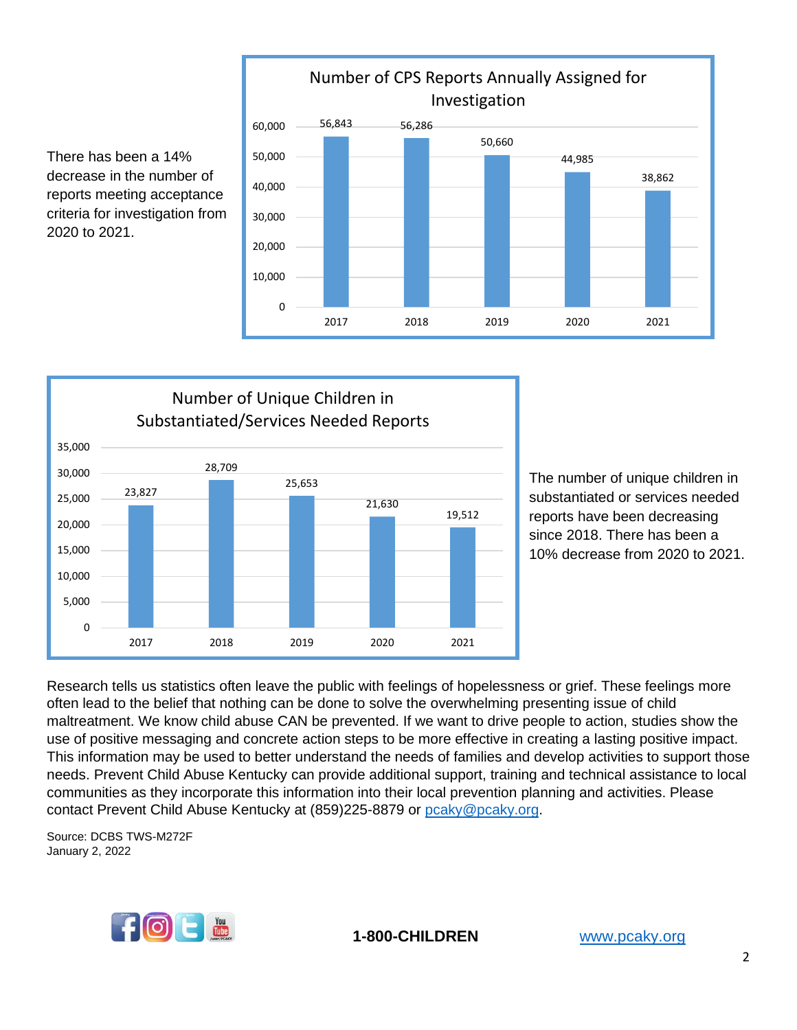There has been a 14% decrease in the number of reports meeting acceptance criteria for investigation from 2020 to 2021.

Number of CPS Reports Annually Assigned for Investigation

60,000
50,000
40,000
30,000
20,000
10,000
0

56,843
56,286
50,660
44,985
38,862

2017
2018
2019
2020
2021

Number of Unique Children in Substantiated/Services Needed Reports

35,000
30,000
25,000
20,000
15,000
10,000
5,000
0

23,827
28,709
25,653
21,630
19,512

2017
2018
2019
2020
2021

The number of unique children in substantiated or services needed reports have been decreasing since 2018. There has been a 10% decrease from 2020 to 2021.

Research tells us statistics often leave the public with feelings of hopelessness or grief. These feelings more often lead to the belief that nothing can be done to solve the overwhelming presenting issue of child maltreatment. We know child abuse CAN be prevented. If we want to drive people to action, studies show the use of positive messaging and concrete action steps to be more effective in creating a lasting positive impact. This information may be used to better understand the needs of families and develop activities to support those needs. Prevent Child Abuse Kentucky can provide additional support, training and technical assistance to local communities as they incorporate this information into their local prevention planning and activities. Please contact Prevent Child Abuse Kentucky at (859)225-8879 or pcaky@pcaky.org.

Source: DCBS TWS-M272F
January 2, 2022

**1-800-CHILDREN** www.pcaky.org